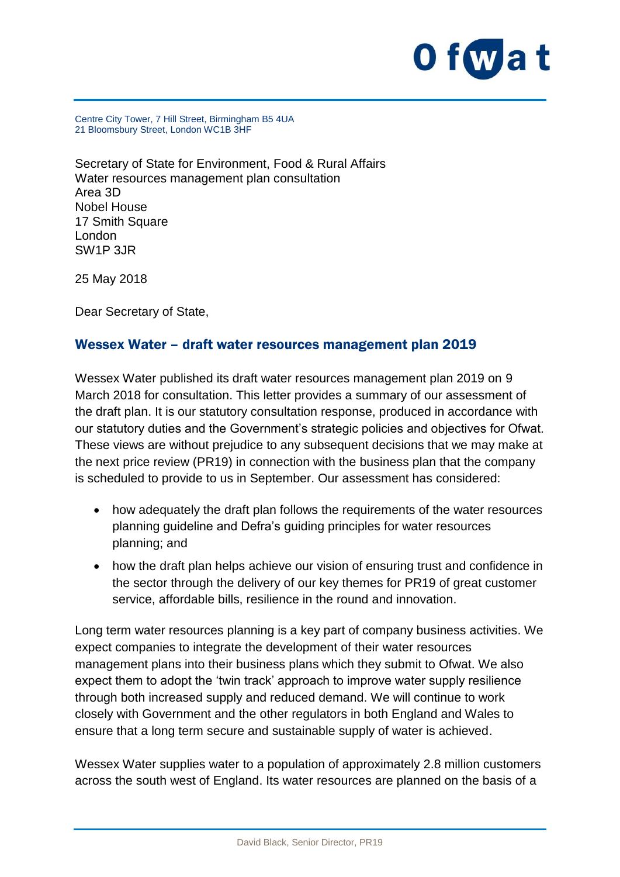Centre City Tower, 7 Hill Street, Birmingham B5 4UA
21 Bloomsbury Street, London WC1B 3HF

Secretary of State for Environment, Food & Rural Affairs
Water resources management plan consultation
Area 3D
Nobel House
17 Smith Square
London
SW1P 3JR

25 May 2018

Dear Secretary of State,

## Wessex Water – draft water resources management plan 2019

Wessex Water published its draft water resources management plan 2019 on 9 March 2018 for consultation. This letter provides a summary of our assessment of the draft plan. It is our statutory consultation response, produced in accordance with our statutory duties and the Government's strategic policies and objectives for Ofwat. These views are without prejudice to any subsequent decisions that we may make at the next price review (PR19) in connection with the business plan that the company is scheduled to provide to us in September. Our assessment has considered:

- how adequately the draft plan follows the requirements of the water resources planning guideline and Defra's guiding principles for water resources planning; and
- how the draft plan helps achieve our vision of ensuring trust and confidence in the sector through the delivery of our key themes for PR19 of great customer service, affordable bills, resilience in the round and innovation.

Long term water resources planning is a key part of company business activities. We expect companies to integrate the development of their water resources management plans into their business plans which they submit to Ofwat. We also expect them to adopt the 'twin track' approach to improve water supply resilience through both increased supply and reduced demand. We will continue to work closely with Government and the other regulators in both England and Wales to ensure that a long term secure and sustainable supply of water is achieved.

Wessex Water supplies water to a population of approximately 2.8 million customers across the south west of England. Its water resources are planned on the basis of a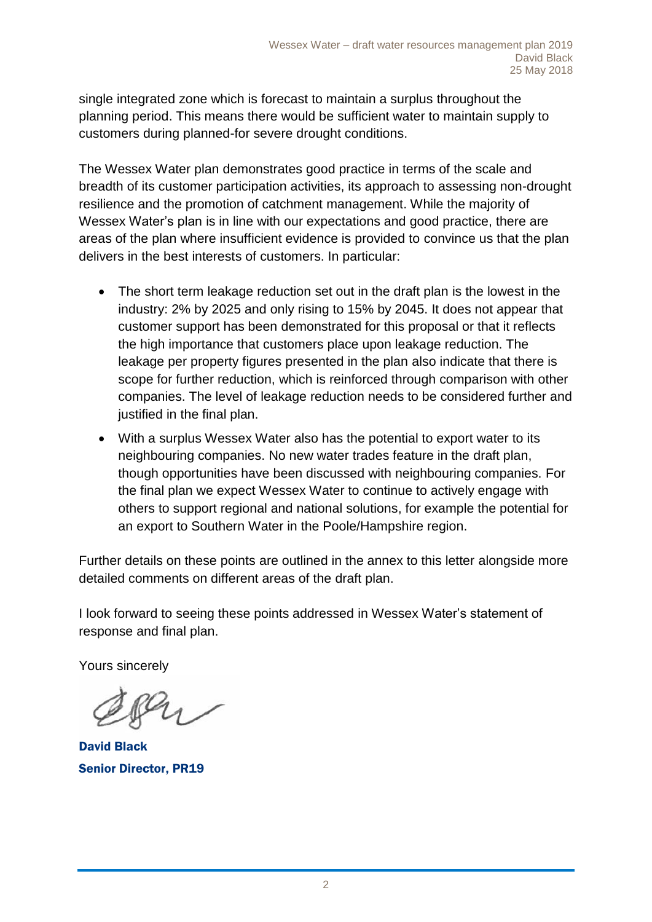single integrated zone which is forecast to maintain a surplus throughout the planning period. This means there would be sufficient water to maintain supply to customers during planned-for severe drought conditions.

The Wessex Water plan demonstrates good practice in terms of the scale and breadth of its customer participation activities, its approach to assessing non-drought resilience and the promotion of catchment management. While the majority of Wessex Water's plan is in line with our expectations and good practice, there are areas of the plan where insufficient evidence is provided to convince us that the plan delivers in the best interests of customers. In particular:

- The short term leakage reduction set out in the draft plan is the lowest in the industry: 2% by 2025 and only rising to 15% by 2045. It does not appear that customer support has been demonstrated for this proposal or that it reflects the high importance that customers place upon leakage reduction. The leakage per property figures presented in the plan also indicate that there is scope for further reduction, which is reinforced through comparison with other companies. The level of leakage reduction needs to be considered further and justified in the final plan.
- With a surplus Wessex Water also has the potential to export water to its neighbouring companies. No new water trades feature in the draft plan, though opportunities have been discussed with neighbouring companies. For the final plan we expect Wessex Water to continue to actively engage with others to support regional and national solutions, for example the potential for an export to Southern Water in the Poole/Hampshire region.

Further details on these points are outlined in the annex to this letter alongside more detailed comments on different areas of the draft plan.

I look forward to seeing these points addressed in Wessex Water's statement of response and final plan.

Yours sincerely

**David Black**
**Senior Director, PR19**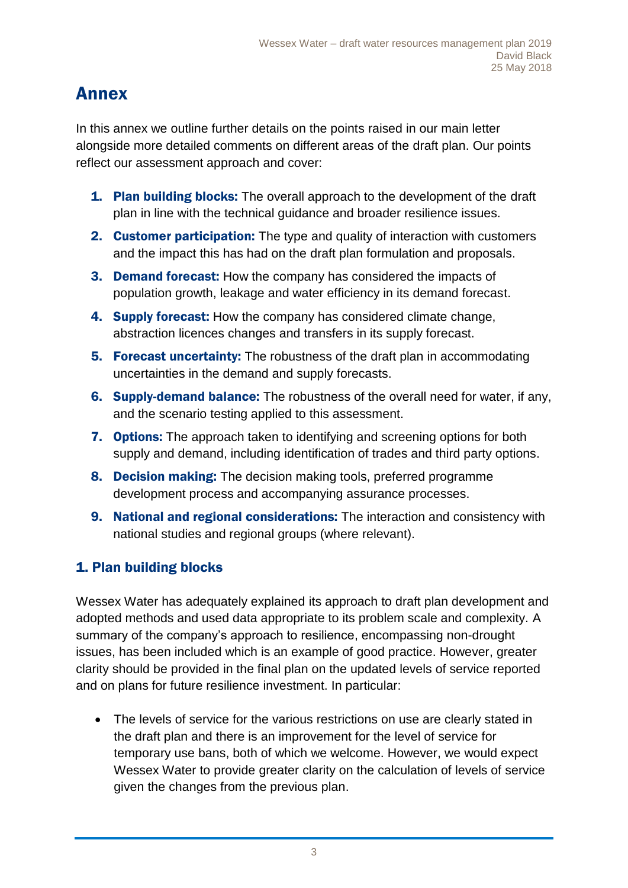# Annex

In this annex we outline further details on the points raised in our main letter alongside more detailed comments on different areas of the draft plan. Our points reflect our assessment approach and cover:

1. **Plan building blocks:** The overall approach to the development of the draft plan in line with the technical guidance and broader resilience issues.
2. **Customer participation:** The type and quality of interaction with customers and the impact this has had on the draft plan formulation and proposals.
3. **Demand forecast:** How the company has considered the impacts of population growth, leakage and water efficiency in its demand forecast.
4. **Supply forecast:** How the company has considered climate change, abstraction licences changes and transfers in its supply forecast.
5. **Forecast uncertainty:** The robustness of the draft plan in accommodating uncertainties in the demand and supply forecasts.
6. **Supply-demand balance:** The robustness of the overall need for water, if any, and the scenario testing applied to this assessment.
7. **Options:** The approach taken to identifying and screening options for both supply and demand, including identification of trades and third party options.
8. **Decision making:** The decision making tools, preferred programme development process and accompanying assurance processes.
9. **National and regional considerations:** The interaction and consistency with national studies and regional groups (where relevant).

## 1. Plan building blocks

Wessex Water has adequately explained its approach to draft plan development and adopted methods and used data appropriate to its problem scale and complexity. A summary of the company's approach to resilience, encompassing non-drought issues, has been included which is an example of good practice. However, greater clarity should be provided in the final plan on the updated levels of service reported and on plans for future resilience investment. In particular:

- The levels of service for the various restrictions on use are clearly stated in the draft plan and there is an improvement for the level of service for temporary use bans, both of which we welcome. However, we would expect Wessex Water to provide greater clarity on the calculation of levels of service given the changes from the previous plan.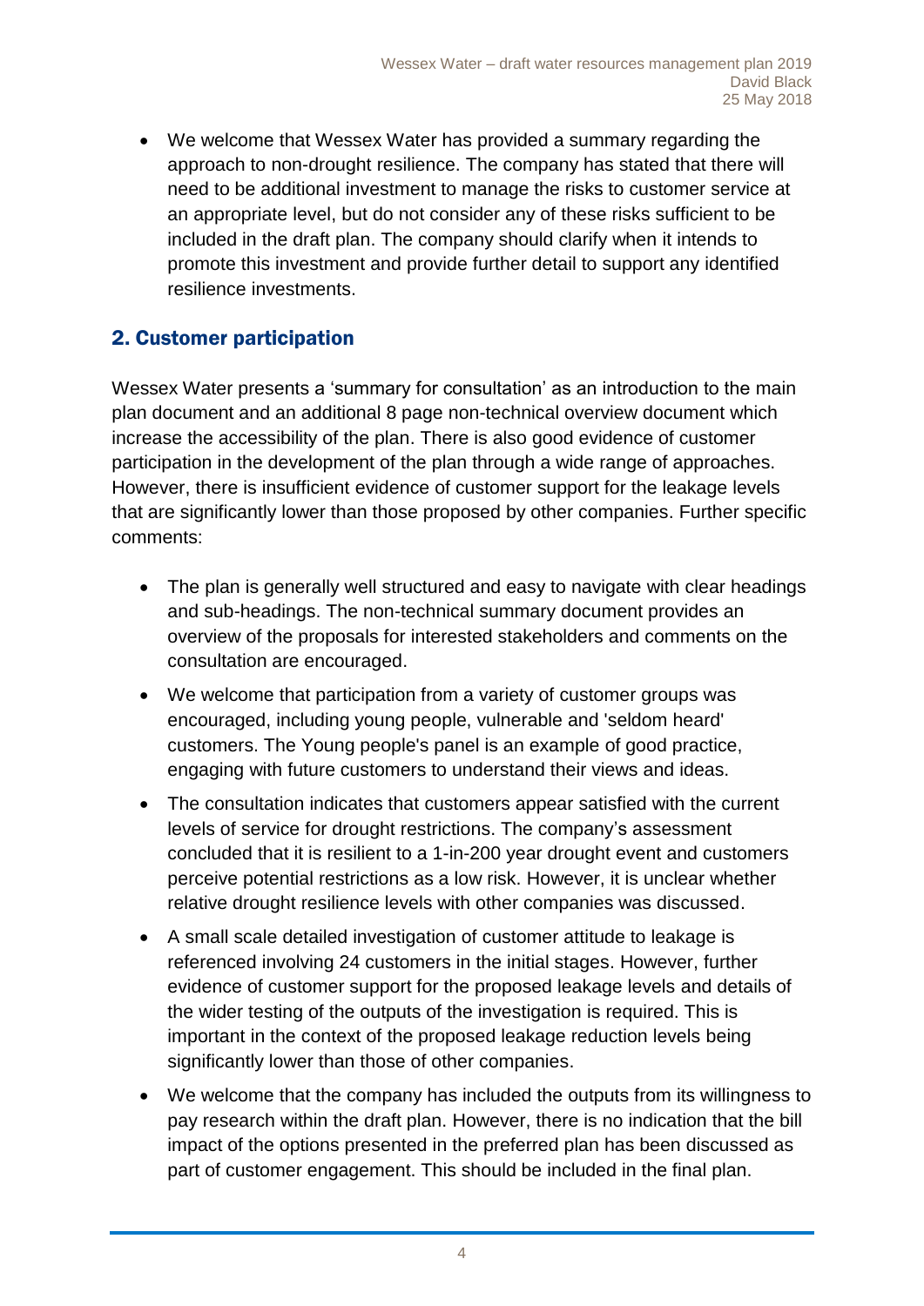- We welcome that Wessex Water has provided a summary regarding the approach to non-drought resilience. The company has stated that there will need to be additional investment to manage the risks to customer service at an appropriate level, but do not consider any of these risks sufficient to be included in the draft plan. The company should clarify when it intends to promote this investment and provide further detail to support any identified resilience investments.

## 2. Customer participation

Wessex Water presents a 'summary for consultation' as an introduction to the main plan document and an additional 8 page non-technical overview document which increase the accessibility of the plan. There is also good evidence of customer participation in the development of the plan through a wide range of approaches. However, there is insufficient evidence of customer support for the leakage levels that are significantly lower than those proposed by other companies. Further specific comments:

- The plan is generally well structured and easy to navigate with clear headings and sub-headings. The non-technical summary document provides an overview of the proposals for interested stakeholders and comments on the consultation are encouraged.
- We welcome that participation from a variety of customer groups was encouraged, including young people, vulnerable and 'seldom heard' customers. The Young people's panel is an example of good practice, engaging with future customers to understand their views and ideas.
- The consultation indicates that customers appear satisfied with the current levels of service for drought restrictions. The company's assessment concluded that it is resilient to a 1-in-200 year drought event and customers perceive potential restrictions as a low risk. However, it is unclear whether relative drought resilience levels with other companies was discussed.
- A small scale detailed investigation of customer attitude to leakage is referenced involving 24 customers in the initial stages. However, further evidence of customer support for the proposed leakage levels and details of the wider testing of the outputs of the investigation is required. This is important in the context of the proposed leakage reduction levels being significantly lower than those of other companies.
- We welcome that the company has included the outputs from its willingness to pay research within the draft plan. However, there is no indication that the bill impact of the options presented in the preferred plan has been discussed as part of customer engagement. This should be included in the final plan.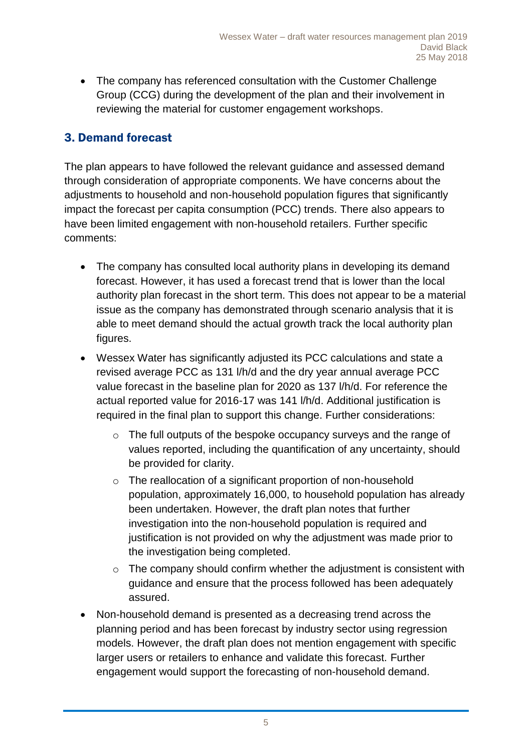- The company has referenced consultation with the Customer Challenge Group (CCG) during the development of the plan and their involvement in reviewing the material for customer engagement workshops.

## 3. Demand forecast

The plan appears to have followed the relevant guidance and assessed demand through consideration of appropriate components. We have concerns about the adjustments to household and non-household population figures that significantly impact the forecast per capita consumption (PCC) trends. There also appears to have been limited engagement with non-household retailers. Further specific comments:

- The company has consulted local authority plans in developing its demand forecast. However, it has used a forecast trend that is lower than the local authority plan forecast in the short term. This does not appear to be a material issue as the company has demonstrated through scenario analysis that it is able to meet demand should the actual growth track the local authority plan figures.
- Wessex Water has significantly adjusted its PCC calculations and state a revised average PCC as 131 l/h/d and the dry year annual average PCC value forecast in the baseline plan for 2020 as 137 l/h/d. For reference the actual reported value for 2016-17 was 141 l/h/d. Additional justification is required in the final plan to support this change. Further considerations:
  - The full outputs of the bespoke occupancy surveys and the range of values reported, including the quantification of any uncertainty, should be provided for clarity.
  - The reallocation of a significant proportion of non-household population, approximately 16,000, to household population has already been undertaken. However, the draft plan notes that further investigation into the non-household population is required and justification is not provided on why the adjustment was made prior to the investigation being completed.
  - The company should confirm whether the adjustment is consistent with guidance and ensure that the process followed has been adequately assured.
- Non-household demand is presented as a decreasing trend across the planning period and has been forecast by industry sector using regression models. However, the draft plan does not mention engagement with specific larger users or retailers to enhance and validate this forecast. Further engagement would support the forecasting of non-household demand.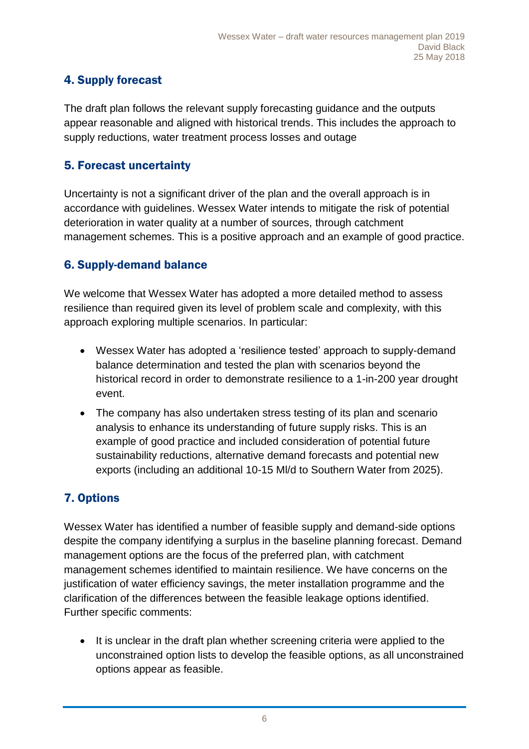## 4. Supply forecast

The draft plan follows the relevant supply forecasting guidance and the outputs appear reasonable and aligned with historical trends. This includes the approach to supply reductions, water treatment process losses and outage

## 5. Forecast uncertainty

Uncertainty is not a significant driver of the plan and the overall approach is in accordance with guidelines. Wessex Water intends to mitigate the risk of potential deterioration in water quality at a number of sources, through catchment management schemes. This is a positive approach and an example of good practice.

## 6. Supply-demand balance

We welcome that Wessex Water has adopted a more detailed method to assess resilience than required given its level of problem scale and complexity, with this approach exploring multiple scenarios. In particular:

- Wessex Water has adopted a 'resilience tested' approach to supply-demand balance determination and tested the plan with scenarios beyond the historical record in order to demonstrate resilience to a 1-in-200 year drought event.
- The company has also undertaken stress testing of its plan and scenario analysis to enhance its understanding of future supply risks. This is an example of good practice and included consideration of potential future sustainability reductions, alternative demand forecasts and potential new exports (including an additional 10-15 Ml/d to Southern Water from 2025).

## 7. Options

Wessex Water has identified a number of feasible supply and demand-side options despite the company identifying a surplus in the baseline planning forecast. Demand management options are the focus of the preferred plan, with catchment management schemes identified to maintain resilience. We have concerns on the justification of water efficiency savings, the meter installation programme and the clarification of the differences between the feasible leakage options identified. Further specific comments:

- It is unclear in the draft plan whether screening criteria were applied to the unconstrained option lists to develop the feasible options, as all unconstrained options appear as feasible.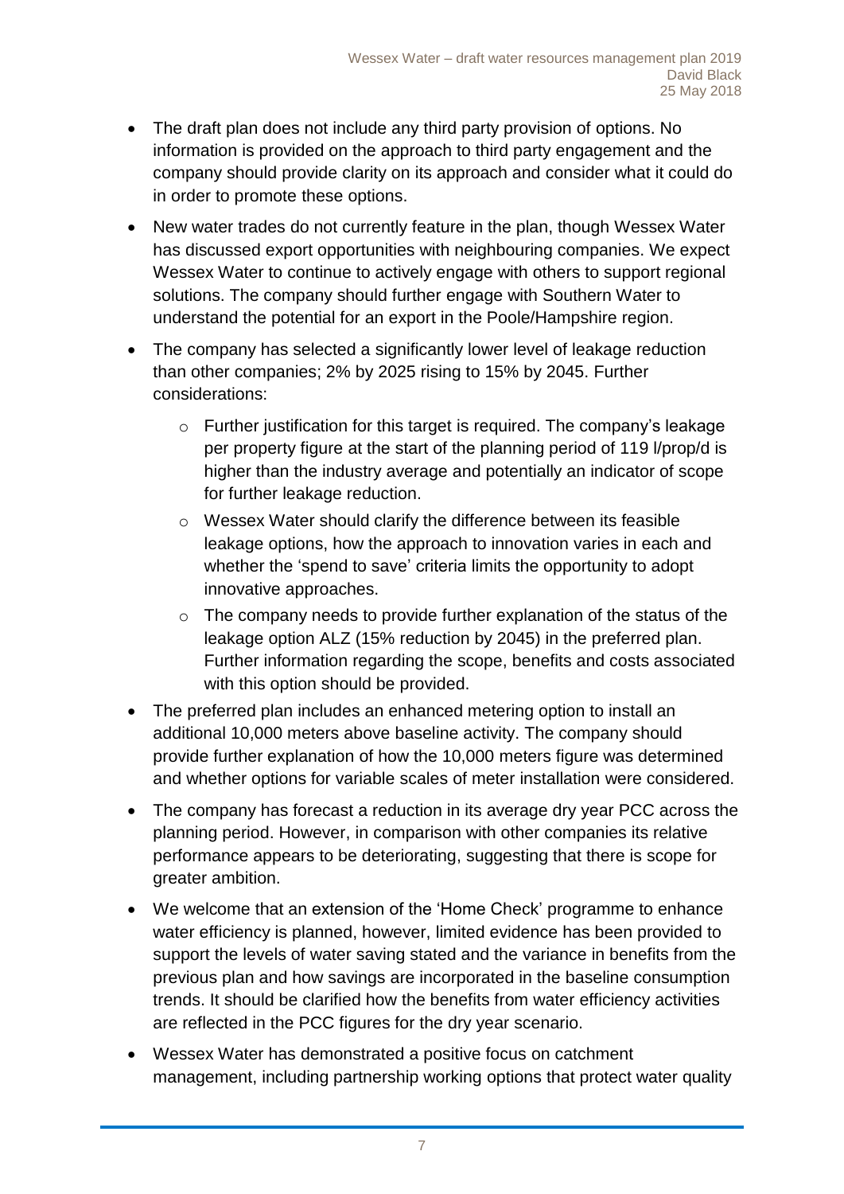- The draft plan does not include any third party provision of options. No information is provided on the approach to third party engagement and the company should provide clarity on its approach and consider what it could do in order to promote these options.
- New water trades do not currently feature in the plan, though Wessex Water has discussed export opportunities with neighbouring companies. We expect Wessex Water to continue to actively engage with others to support regional solutions. The company should further engage with Southern Water to understand the potential for an export in the Poole/Hampshire region.
- The company has selected a significantly lower level of leakage reduction than other companies; 2% by 2025 rising to 15% by 2045. Further considerations:
    - Further justification for this target is required. The company's leakage per property figure at the start of the planning period of 119 l/prop/d is higher than the industry average and potentially an indicator of scope for further leakage reduction.
    - Wessex Water should clarify the difference between its feasible leakage options, how the approach to innovation varies in each and whether the 'spend to save' criteria limits the opportunity to adopt innovative approaches.
    - The company needs to provide further explanation of the status of the leakage option ALZ (15% reduction by 2045) in the preferred plan. Further information regarding the scope, benefits and costs associated with this option should be provided.
- The preferred plan includes an enhanced metering option to install an additional 10,000 meters above baseline activity. The company should provide further explanation of how the 10,000 meters figure was determined and whether options for variable scales of meter installation were considered.
- The company has forecast a reduction in its average dry year PCC across the planning period. However, in comparison with other companies its relative performance appears to be deteriorating, suggesting that there is scope for greater ambition.
- We welcome that an extension of the 'Home Check' programme to enhance water efficiency is planned, however, limited evidence has been provided to support the levels of water saving stated and the variance in benefits from the previous plan and how savings are incorporated in the baseline consumption trends. It should be clarified how the benefits from water efficiency activities are reflected in the PCC figures for the dry year scenario.
- Wessex Water has demonstrated a positive focus on catchment management, including partnership working options that protect water quality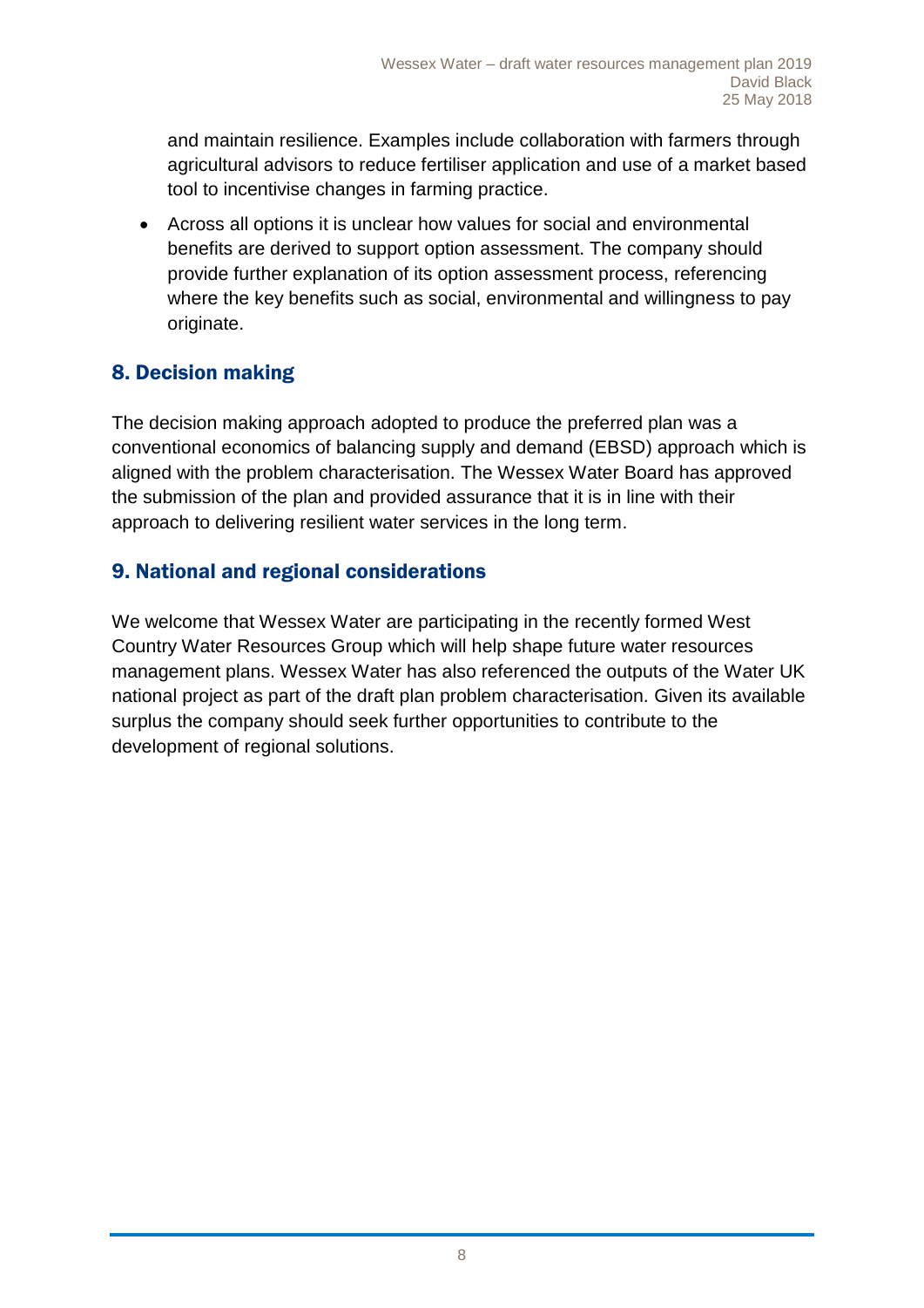and maintain resilience. Examples include collaboration with farmers through agricultural advisors to reduce fertiliser application and use of a market based tool to incentivise changes in farming practice.

- Across all options it is unclear how values for social and environmental benefits are derived to support option assessment. The company should provide further explanation of its option assessment process, referencing where the key benefits such as social, environmental and willingness to pay originate.

## 8. Decision making

The decision making approach adopted to produce the preferred plan was a conventional economics of balancing supply and demand (EBSD) approach which is aligned with the problem characterisation. The Wessex Water Board has approved the submission of the plan and provided assurance that it is in line with their approach to delivering resilient water services in the long term.

## 9. National and regional considerations

We welcome that Wessex Water are participating in the recently formed West Country Water Resources Group which will help shape future water resources management plans. Wessex Water has also referenced the outputs of the Water UK national project as part of the draft plan problem characterisation. Given its available surplus the company should seek further opportunities to contribute to the development of regional solutions.